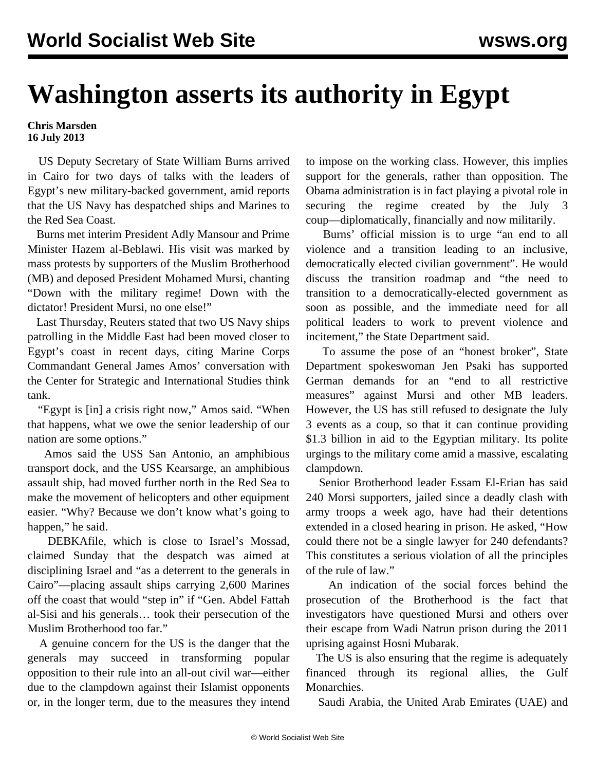# Washington asserts its authority in Egypt

**Chris Marsden**
**16 July 2013**

US Deputy Secretary of State William Burns arrived in Cairo for two days of talks with the leaders of Egypt's new military-backed government, amid reports that the US Navy has despatched ships and Marines to the Red Sea Coast.

Burns met interim President Adly Mansour and Prime Minister Hazem al-Beblawi. His visit was marked by mass protests by supporters of the Muslim Brotherhood (MB) and deposed President Mohamed Mursi, chanting "Down with the military regime! Down with the dictator! President Mursi, no one else!"

Last Thursday, Reuters stated that two US Navy ships patrolling in the Middle East had been moved closer to Egypt's coast in recent days, citing Marine Corps Commandant General James Amos' conversation with the Center for Strategic and International Studies think tank.

"Egypt is [in] a crisis right now," Amos said. "When that happens, what we owe the senior leadership of our nation are some options."

Amos said the USS San Antonio, an amphibious transport dock, and the USS Kearsarge, an amphibious assault ship, had moved further north in the Red Sea to make the movement of helicopters and other equipment easier. "Why? Because we don't know what's going to happen," he said.

DEBKAfile, which is close to Israel's Mossad, claimed Sunday that the despatch was aimed at disciplining Israel and "as a deterrent to the generals in Cairo"—placing assault ships carrying 2,600 Marines off the coast that would "step in" if "Gen. Abdel Fattah al-Sisi and his generals… took their persecution of the Muslim Brotherhood too far."

A genuine concern for the US is the danger that the generals may succeed in transforming popular opposition to their rule into an all-out civil war—either due to the clampdown against their Islamist opponents or, in the longer term, due to the measures they intend to impose on the working class. However, this implies support for the generals, rather than opposition. The Obama administration is in fact playing a pivotal role in securing the regime created by the July 3 coup—diplomatically, financially and now militarily.

Burns' official mission is to urge "an end to all violence and a transition leading to an inclusive, democratically elected civilian government". He would discuss the transition roadmap and "the need to transition to a democratically-elected government as soon as possible, and the immediate need for all political leaders to work to prevent violence and incitement," the State Department said.

To assume the pose of an "honest broker", State Department spokeswoman Jen Psaki has supported German demands for an "end to all restrictive measures" against Mursi and other MB leaders. However, the US has still refused to designate the July 3 events as a coup, so that it can continue providing $1.3 billion in aid to the Egyptian military. Its polite urgings to the military come amid a massive, escalating clampdown.

Senior Brotherhood leader Essam El-Erian has said 240 Morsi supporters, jailed since a deadly clash with army troops a week ago, have had their detentions extended in a closed hearing in prison. He asked, "How could there not be a single lawyer for 240 defendants? This constitutes a serious violation of all the principles of the rule of law."

An indication of the social forces behind the prosecution of the Brotherhood is the fact that investigators have questioned Mursi and others over their escape from Wadi Natrun prison during the 2011 uprising against Hosni Mubarak.

The US is also ensuring that the regime is adequately financed through its regional allies, the Gulf Monarchies.

Saudi Arabia, the United Arab Emirates (UAE) and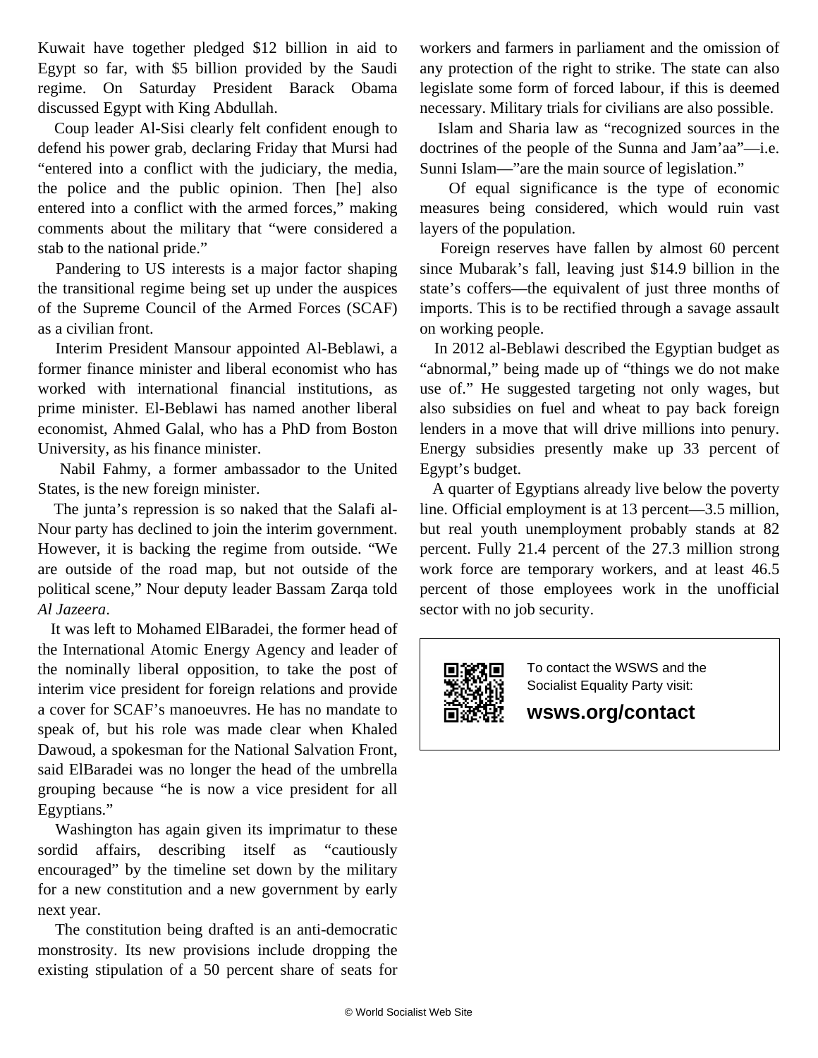Kuwait have together pledged $12 billion in aid to Egypt so far, with $5 billion provided by the Saudi regime. On Saturday President Barack Obama discussed Egypt with King Abdullah.

Coup leader Al-Sisi clearly felt confident enough to defend his power grab, declaring Friday that Mursi had "entered into a conflict with the judiciary, the media, the police and the public opinion. Then [he] also entered into a conflict with the armed forces," making comments about the military that "were considered a stab to the national pride."

Pandering to US interests is a major factor shaping the transitional regime being set up under the auspices of the Supreme Council of the Armed Forces (SCAF) as a civilian front.

Interim President Mansour appointed Al-Beblawi, a former finance minister and liberal economist who has worked with international financial institutions, as prime minister. El-Beblawi has named another liberal economist, Ahmed Galal, who has a PhD from Boston University, as his finance minister.

Nabil Fahmy, a former ambassador to the United States, is the new foreign minister.

The junta's repression is so naked that the Salafi al-Nour party has declined to join the interim government. However, it is backing the regime from outside. "We are outside of the road map, but not outside of the political scene," Nour deputy leader Bassam Zarqa told *Al Jazeera*.

It was left to Mohamed ElBaradei, the former head of the International Atomic Energy Agency and leader of the nominally liberal opposition, to take the post of interim vice president for foreign relations and provide a cover for SCAF's manoeuvres. He has no mandate to speak of, but his role was made clear when Khaled Dawoud, a spokesman for the National Salvation Front, said ElBaradei was no longer the head of the umbrella grouping because "he is now a vice president for all Egyptians."

Washington has again given its imprimatur to these sordid affairs, describing itself as "cautiously encouraged" by the timeline set down by the military for a new constitution and a new government by early next year.

The constitution being drafted is an anti-democratic monstrosity. Its new provisions include dropping the existing stipulation of a 50 percent share of seats for workers and farmers in parliament and the omission of any protection of the right to strike. The state can also legislate some form of forced labour, if this is deemed necessary. Military trials for civilians are also possible.

Islam and Sharia law as "recognized sources in the doctrines of the people of the Sunna and Jam'aa"—i.e. Sunni Islam—"are the main source of legislation."

Of equal significance is the type of economic measures being considered, which would ruin vast layers of the population.

Foreign reserves have fallen by almost 60 percent since Mubarak's fall, leaving just $14.9 billion in the state's coffers—the equivalent of just three months of imports. This is to be rectified through a savage assault on working people.

In 2012 al-Beblawi described the Egyptian budget as "abnormal," being made up of "things we do not make use of." He suggested targeting not only wages, but also subsidies on fuel and wheat to pay back foreign lenders in a move that will drive millions into penury. Energy subsidies presently make up 33 percent of Egypt's budget.

A quarter of Egyptians already live below the poverty line. Official employment is at 13 percent—3.5 million, but real youth unemployment probably stands at 82 percent. Fully 21.4 percent of the 27.3 million strong work force are temporary workers, and at least 46.5 percent of those employees work in the unofficial sector with no job security.

To contact the WSWS and the Socialist Equality Party visit:

**wsws.org/contact**